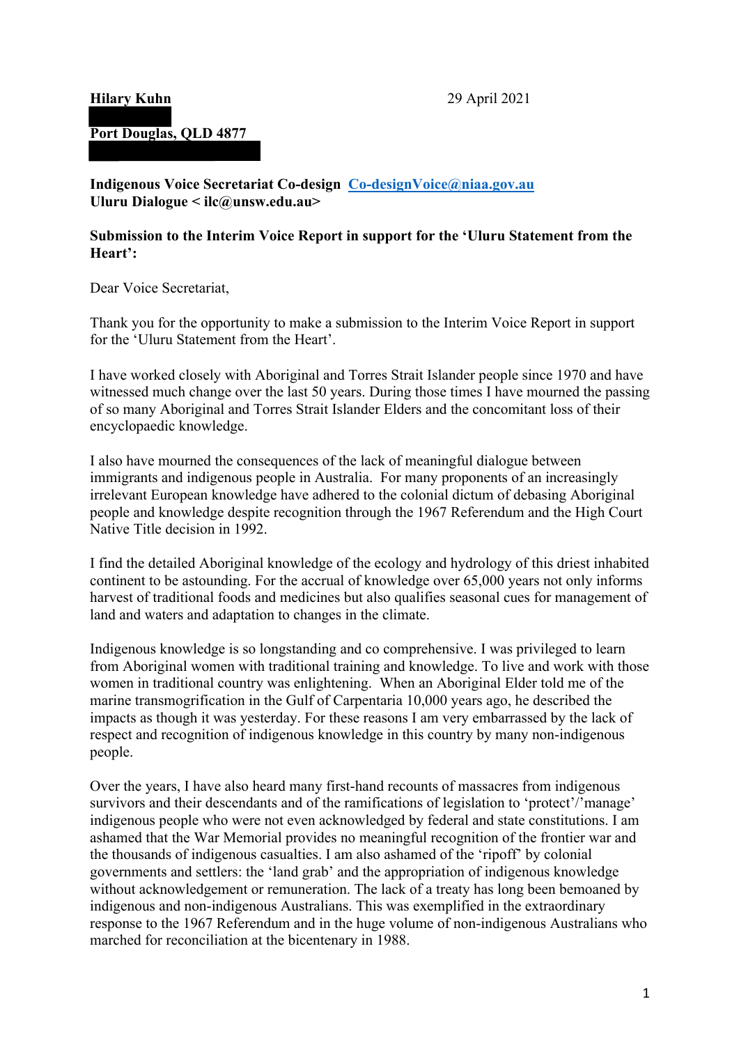**Hilary Kuhn** 29 April 2021

**Port Douglas, QLD 4877**

**Indigenous Voice Secretariat Co-design [Co-designVoice@niaa.gov.au](mailto:Co-designVoice@niaa.gov.au)**
**Uluru Dialogue < ilc@unsw.edu.au>**

**Submission to the Interim Voice Report in support for the 'Uluru Statement from the Heart':**

Dear Voice Secretariat,

Thank you for the opportunity to make a submission to the Interim Voice Report in support for the 'Uluru Statement from the Heart'.

I have worked closely with Aboriginal and Torres Strait Islander people since 1970 and have witnessed much change over the last 50 years. During those times I have mourned the passing of so many Aboriginal and Torres Strait Islander Elders and the concomitant loss of their encyclopaedic knowledge.

I also have mourned the consequences of the lack of meaningful dialogue between immigrants and indigenous people in Australia. For many proponents of an increasingly irrelevant European knowledge have adhered to the colonial dictum of debasing Aboriginal people and knowledge despite recognition through the 1967 Referendum and the High Court Native Title decision in 1992.

I find the detailed Aboriginal knowledge of the ecology and hydrology of this driest inhabited continent to be astounding. For the accrual of knowledge over 65,000 years not only informs harvest of traditional foods and medicines but also qualifies seasonal cues for management of land and waters and adaptation to changes in the climate.

Indigenous knowledge is so longstanding and co comprehensive. I was privileged to learn from Aboriginal women with traditional training and knowledge. To live and work with those women in traditional country was enlightening. When an Aboriginal Elder told me of the marine transmogrification in the Gulf of Carpentaria 10,000 years ago, he described the impacts as though it was yesterday. For these reasons I am very embarrassed by the lack of respect and recognition of indigenous knowledge in this country by many non-indigenous people.

Over the years, I have also heard many first-hand recounts of massacres from indigenous survivors and their descendants and of the ramifications of legislation to 'protect'/'manage' indigenous people who were not even acknowledged by federal and state constitutions. I am ashamed that the War Memorial provides no meaningful recognition of the frontier war and the thousands of indigenous casualties. I am also ashamed of the 'ripoff' by colonial governments and settlers: the 'land grab' and the appropriation of indigenous knowledge without acknowledgement or remuneration. The lack of a treaty has long been bemoaned by indigenous and non-indigenous Australians. This was exemplified in the extraordinary response to the 1967 Referendum and in the huge volume of non-indigenous Australians who marched for reconciliation at the bicentenary in 1988.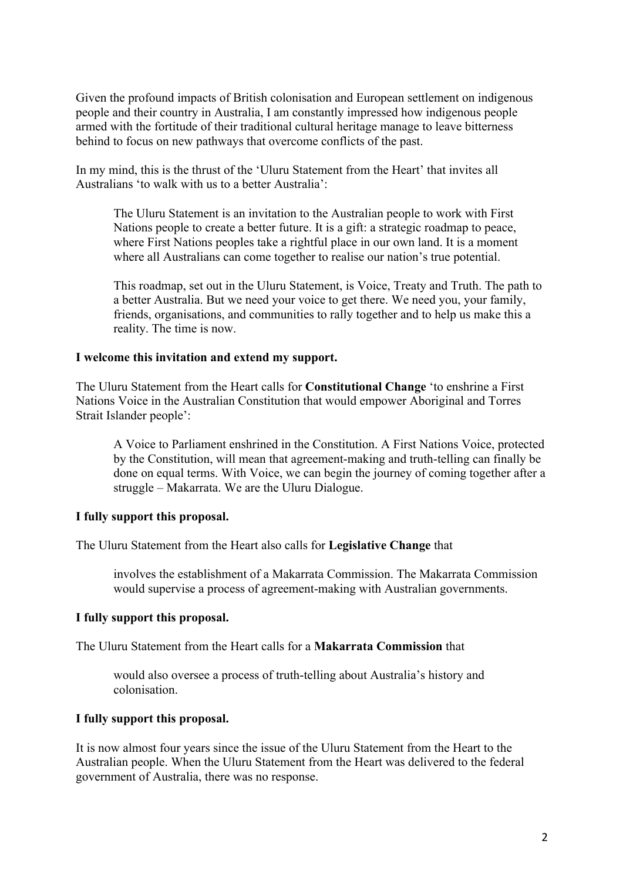Given the profound impacts of British colonisation and European settlement on indigenous people and their country in Australia, I am constantly impressed how indigenous people armed with the fortitude of their traditional cultural heritage manage to leave bitterness behind to focus on new pathways that overcome conflicts of the past.

In my mind, this is the thrust of the 'Uluru Statement from the Heart' that invites all Australians 'to walk with us to a better Australia':

> The Uluru Statement is an invitation to the Australian people to work with First Nations people to create a better future. It is a gift: a strategic roadmap to peace, where First Nations peoples take a rightful place in our own land. It is a moment where all Australians can come together to realise our nation's true potential.
>
> This roadmap, set out in the Uluru Statement, is Voice, Treaty and Truth. The path to a better Australia. But we need your voice to get there. We need you, your family, friends, organisations, and communities to rally together and to help us make this a reality. The time is now.

**I welcome this invitation and extend my support.**

The Uluru Statement from the Heart calls for **Constitutional Change** 'to enshrine a First Nations Voice in the Australian Constitution that would empower Aboriginal and Torres Strait Islander people':

> A Voice to Parliament enshrined in the Constitution. A First Nations Voice, protected by the Constitution, will mean that agreement-making and truth-telling can finally be done on equal terms. With Voice, we can begin the journey of coming together after a struggle – Makarrata. We are the Uluru Dialogue.

**I fully support this proposal.**

The Uluru Statement from the Heart also calls for **Legislative Change** that

> involves the establishment of a Makarrata Commission. The Makarrata Commission would supervise a process of agreement-making with Australian governments.

**I fully support this proposal.**

The Uluru Statement from the Heart calls for a **Makarrata Commission** that

> would also oversee a process of truth-telling about Australia's history and colonisation.

**I fully support this proposal.**

It is now almost four years since the issue of the Uluru Statement from the Heart to the Australian people. When the Uluru Statement from the Heart was delivered to the federal government of Australia, there was no response.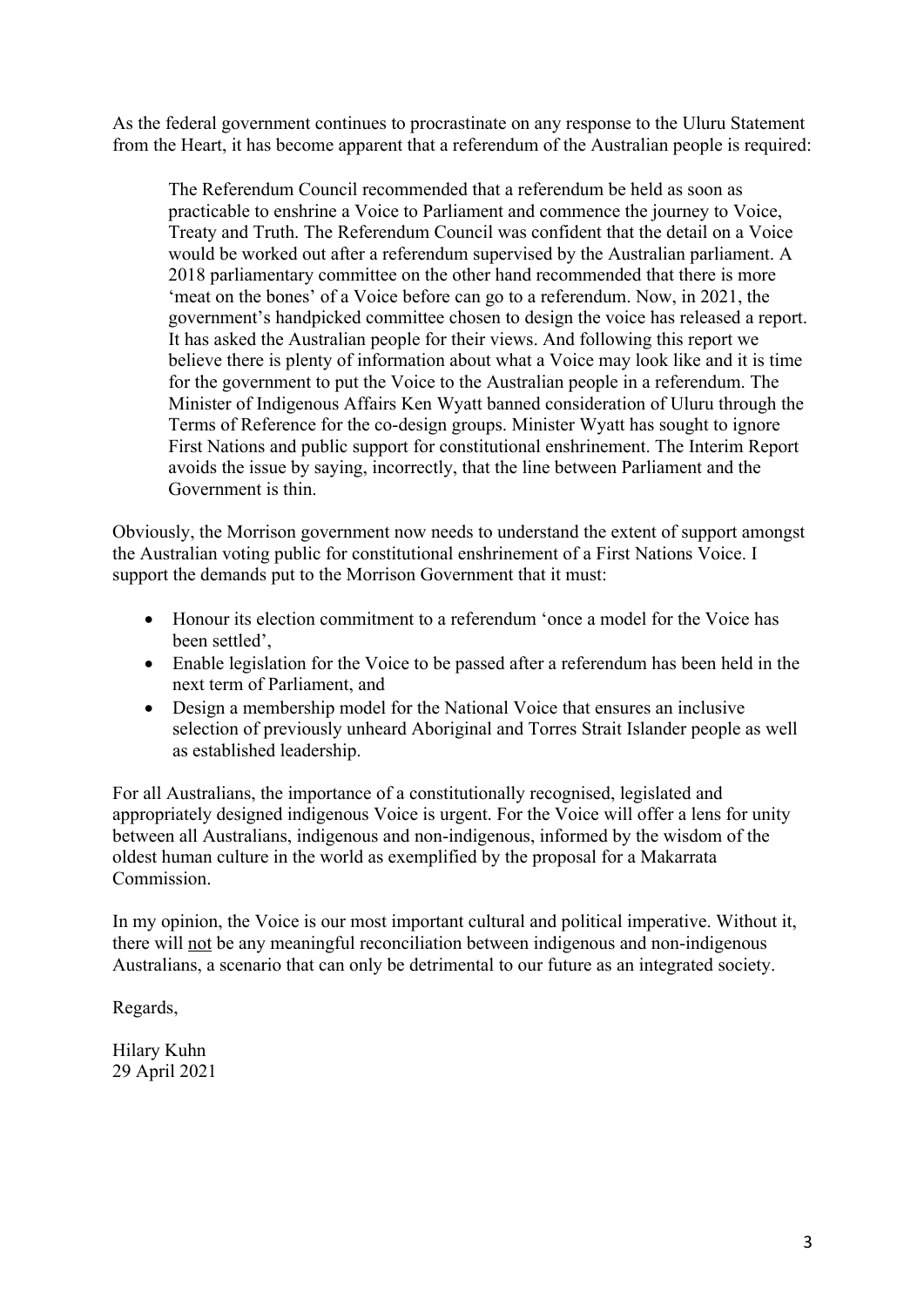As the federal government continues to procrastinate on any response to the Uluru Statement from the Heart, it has become apparent that a referendum of the Australian people is required:

> The Referendum Council recommended that a referendum be held as soon as practicable to enshrine a Voice to Parliament and commence the journey to Voice, Treaty and Truth. The Referendum Council was confident that the detail on a Voice would be worked out after a referendum supervised by the Australian parliament. A 2018 parliamentary committee on the other hand recommended that there is more 'meat on the bones' of a Voice before can go to a referendum. Now, in 2021, the government's handpicked committee chosen to design the voice has released a report. It has asked the Australian people for their views. And following this report we believe there is plenty of information about what a Voice may look like and it is time for the government to put the Voice to the Australian people in a referendum. The Minister of Indigenous Affairs Ken Wyatt banned consideration of Uluru through the Terms of Reference for the co-design groups. Minister Wyatt has sought to ignore First Nations and public support for constitutional enshrinement. The Interim Report avoids the issue by saying, incorrectly, that the line between Parliament and the Government is thin.

Obviously, the Morrison government now needs to understand the extent of support amongst the Australian voting public for constitutional enshrinement of a First Nations Voice. I support the demands put to the Morrison Government that it must:

- Honour its election commitment to a referendum 'once a model for the Voice has been settled',
- Enable legislation for the Voice to be passed after a referendum has been held in the next term of Parliament, and
- Design a membership model for the National Voice that ensures an inclusive selection of previously unheard Aboriginal and Torres Strait Islander people as well as established leadership.

For all Australians, the importance of a constitutionally recognised, legislated and appropriately designed indigenous Voice is urgent. For the Voice will offer a lens for unity between all Australians, indigenous and non-indigenous, informed by the wisdom of the oldest human culture in the world as exemplified by the proposal for a Makarrata Commission.

In my opinion, the Voice is our most important cultural and political imperative. Without it, there will <u>not</u> be any meaningful reconciliation between indigenous and non-indigenous Australians, a scenario that can only be detrimental to our future as an integrated society.

Regards,

Hilary Kuhn
29 April 2021